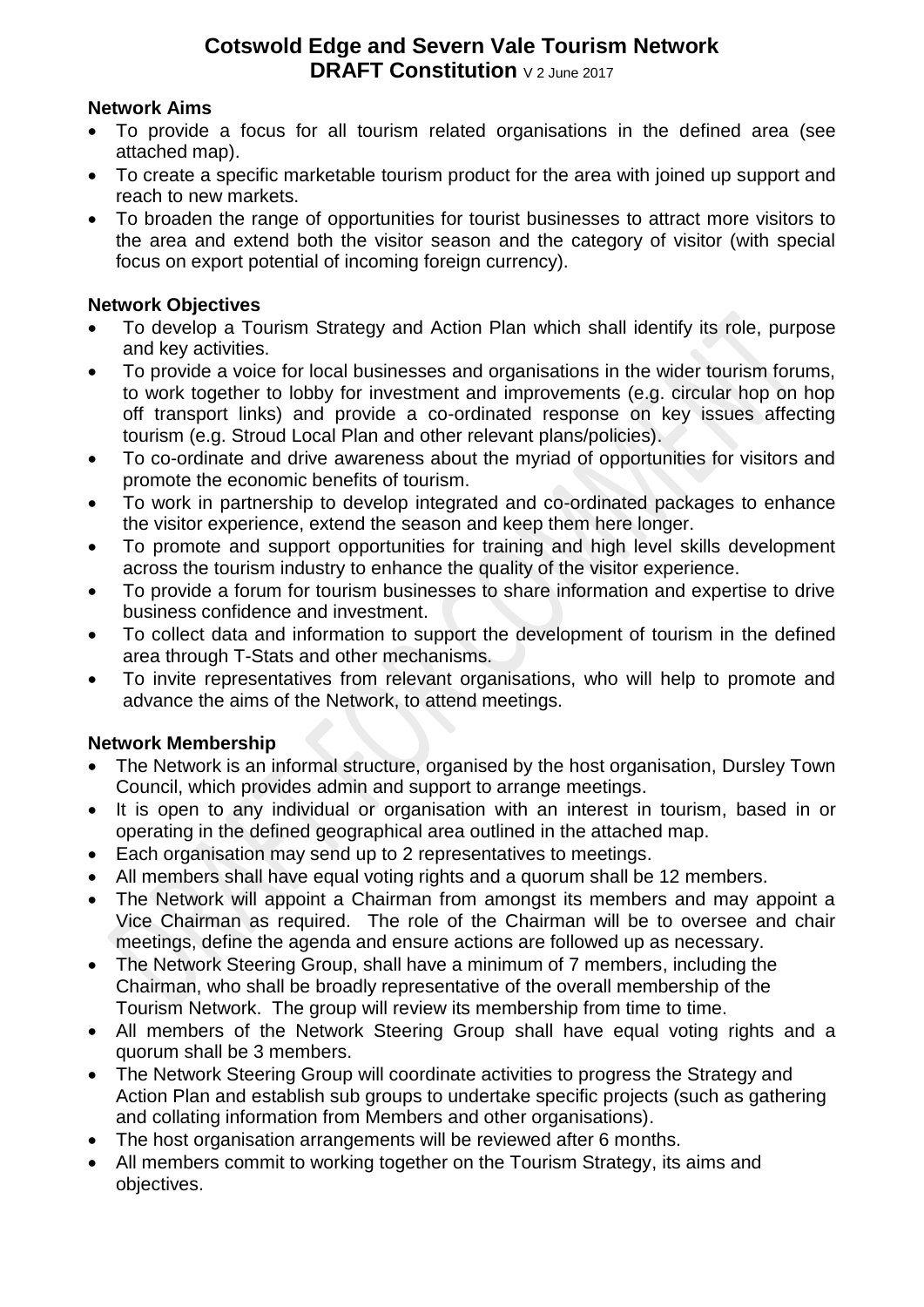# Cotswold Edge and Severn Vale Tourism Network
## DRAFT Constitution V 2 June 2017

### Network Aims

- To provide a focus for all tourism related organisations in the defined area (see attached map).
- To create a specific marketable tourism product for the area with joined up support and reach to new markets.
- To broaden the range of opportunities for tourist businesses to attract more visitors to the area and extend both the visitor season and the category of visitor (with special focus on export potential of incoming foreign currency).

### Network Objectives

- To develop a Tourism Strategy and Action Plan which shall identify its role, purpose and key activities.
- To provide a voice for local businesses and organisations in the wider tourism forums, to work together to lobby for investment and improvements (e.g. circular hop on hop off transport links) and provide a co-ordinated response on key issues affecting tourism (e.g. Stroud Local Plan and other relevant plans/policies).
- To co-ordinate and drive awareness about the myriad of opportunities for visitors and promote the economic benefits of tourism.
- To work in partnership to develop integrated and co-ordinated packages to enhance the visitor experience, extend the season and keep them here longer.
- To promote and support opportunities for training and high level skills development across the tourism industry to enhance the quality of the visitor experience.
- To provide a forum for tourism businesses to share information and expertise to drive business confidence and investment.
- To collect data and information to support the development of tourism in the defined area through T-Stats and other mechanisms.
- To invite representatives from relevant organisations, who will help to promote and advance the aims of the Network, to attend meetings.

### Network Membership

- The Network is an informal structure, organised by the host organisation, Dursley Town Council, which provides admin and support to arrange meetings.
- It is open to any individual or organisation with an interest in tourism, based in or operating in the defined geographical area outlined in the attached map.
- Each organisation may send up to 2 representatives to meetings.
- All members shall have equal voting rights and a quorum shall be 12 members.
- The Network will appoint a Chairman from amongst its members and may appoint a Vice Chairman as required. The role of the Chairman will be to oversee and chair meetings, define the agenda and ensure actions are followed up as necessary.
- The Network Steering Group, shall have a minimum of 7 members, including the Chairman, who shall be broadly representative of the overall membership of the Tourism Network. The group will review its membership from time to time.
- All members of the Network Steering Group shall have equal voting rights and a quorum shall be 3 members.
- The Network Steering Group will coordinate activities to progress the Strategy and Action Plan and establish sub groups to undertake specific projects (such as gathering and collating information from Members and other organisations).
- The host organisation arrangements will be reviewed after 6 months.
- All members commit to working together on the Tourism Strategy, its aims and objectives.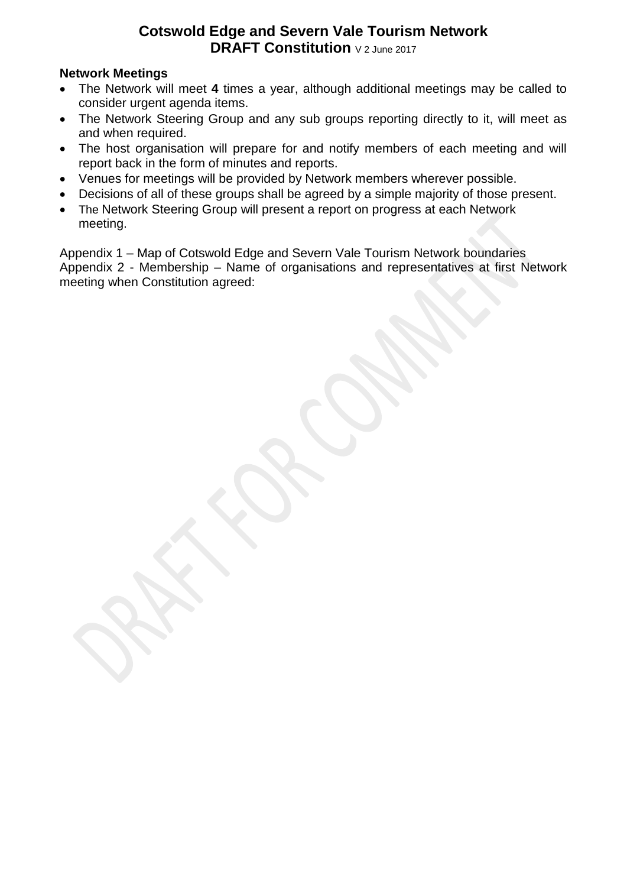## Network Meetings

- The Network will meet **4** times a year, although additional meetings may be called to consider urgent agenda items.
- The Network Steering Group and any sub groups reporting directly to it, will meet as and when required.
- The host organisation will prepare for and notify members of each meeting and will report back in the form of minutes and reports.
- Venues for meetings will be provided by Network members wherever possible.
- Decisions of all of these groups shall be agreed by a simple majority of those present.
- The Network Steering Group will present a report on progress at each Network meeting.

Appendix 1 – Map of Cotswold Edge and Severn Vale Tourism Network boundaries
Appendix 2 - Membership – Name of organisations and representatives at first Network meeting when Constitution agreed: